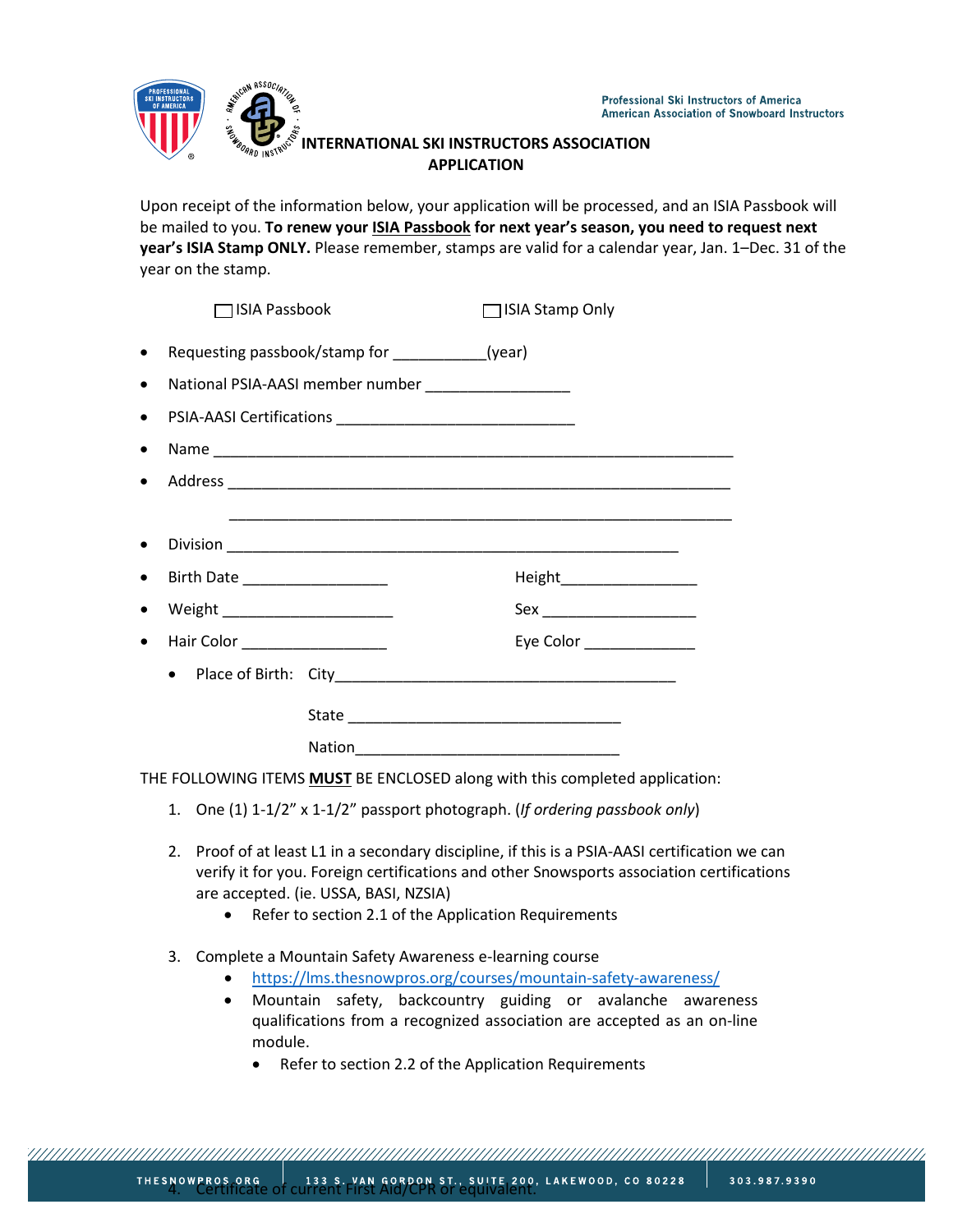Professional Ski Instructors of America
American Association of Snowboard Instructors

# INTERNATIONAL SKI INSTRUCTORS ASSOCIATION APPLICATION

Upon receipt of the information below, your application will be processed, and an ISIA Passbook will be mailed to you. **To renew your ISIA Passbook for next year's season, you need to request next year's ISIA Stamp ONLY.** Please remember, stamps are valid for a calendar year, Jan. 1–Dec. 31 of the year on the stamp.

☐ ISIA Passbook ☐ ISIA Stamp Only

- Requesting passbook/stamp for ___________(year)
- National PSIA-AASI member number _________________
- PSIA-AASI Certifications _____________________________
- Name _______________________________________________________________
- Address ______________________________________________________________

  ______________________________________________________________
- Division _______________________________________________________
- Birth Date _________________ Height________________
- Weight ____________________ Sex __________________
- Hair Color _________________ Eye Color _____________
  - Place of Birth: City__________________________________________

    State _________________________________

    Nation_______________________________

THE FOLLOWING ITEMS **MUST** BE ENCLOSED along with this completed application:

1. One (1) 1-1/2" x 1-1/2" passport photograph. (*If ordering passbook only*)
2. Proof of at least L1 in a secondary discipline, if this is a PSIA-AASI certification we can verify it for you. Foreign certifications and other Snowsports association certifications are accepted. (ie. USSA, BASI, NZSIA)
   - Refer to section 2.1 of the Application Requirements
3. Complete a Mountain Safety Awareness e-learning course
   - https://lms.thesnowpros.org/courses/mountain-safety-awareness/
   - Mountain safety, backcountry guiding or avalanche awareness qualifications from a recognized association are accepted as an on-line module.
     - Refer to section 2.2 of the Application Requirements
4. Certificate of current First Aid/CPR or equivalent.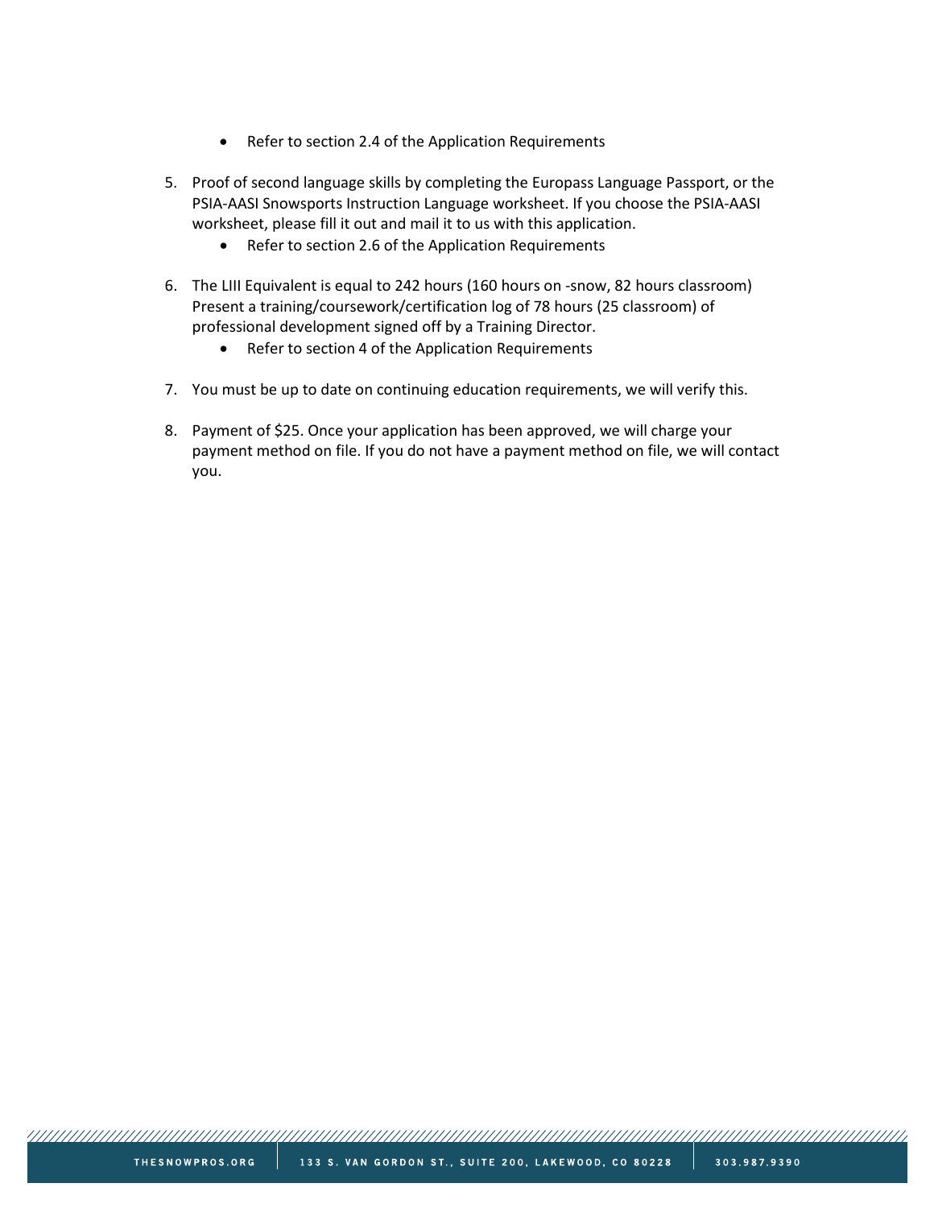- Refer to section 2.4 of the Application Requirements

5. Proof of second language skills by completing the Europass Language Passport, or the PSIA-AASI Snowsports Instruction Language worksheet. If you choose the PSIA-AASI worksheet, please fill it out and mail it to us with this application.
    - Refer to section 2.6 of the Application Requirements

6. The LIII Equivalent is equal to 242 hours (160 hours on -snow, 82 hours classroom) Present a training/coursework/certification log of 78 hours (25 classroom) of professional development signed off by a Training Director.
    - Refer to section 4 of the Application Requirements

7. You must be up to date on continuing education requirements, we will verify this.

8. Payment of $25. Once your application has been approved, we will charge your payment method on file. If you do not have a payment method on file, we will contact you.